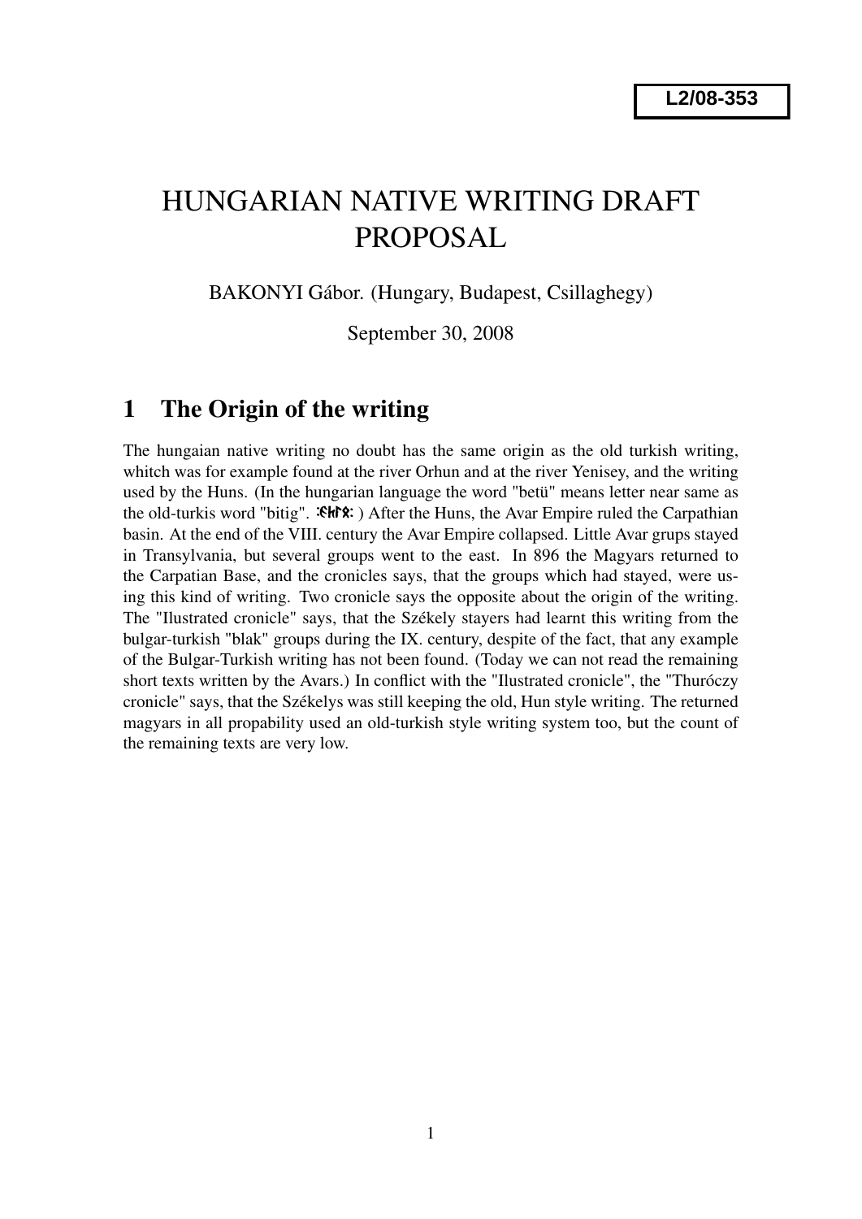**L2/08-353**

# HUNGARIAN NATIVE WRITING DRAFT PROPOSAL

BAKONYI Gábor. (Hungary, Budapest, Csillaghegy)

September 30, 2008

## 1 The Origin of the writing

The hungaian native writing no doubt has the same origin as the old turkish writing, whitch was for example found at the river Orhun and at the river Yenisey, and the writing used by the Huns. (In the hungarian language the word "betü" means letter near same as the old-turkis word "bitig". :𐰋𐰃𐱅𐰃𐰏: ) After the Huns, the Avar Empire ruled the Carpathian basin. At the end of the VIII. century the Avar Empire collapsed. Little Avar grups stayed in Transylvania, but several groups went to the east. In 896 the Magyars returned to the Carpatian Base, and the cronicles says, that the groups which had stayed, were using this kind of writing. Two cronicle says the opposite about the origin of the writing. The "Ilustrated cronicle" says, that the Székely stayers had learnt this writing from the bulgar-turkish "blak" groups during the IX. century, despite of the fact, that any example of the Bulgar-Turkish writing has not been found. (Today we can not read the remaining short texts written by the Avars.) In conflict with the "Ilustrated cronicle", the "Thuróczy cronicle" says, that the Székelys was still keeping the old, Hun style writing. The returned magyars in all propability used an old-turkish style writing system too, but the count of the remaining texts are very low.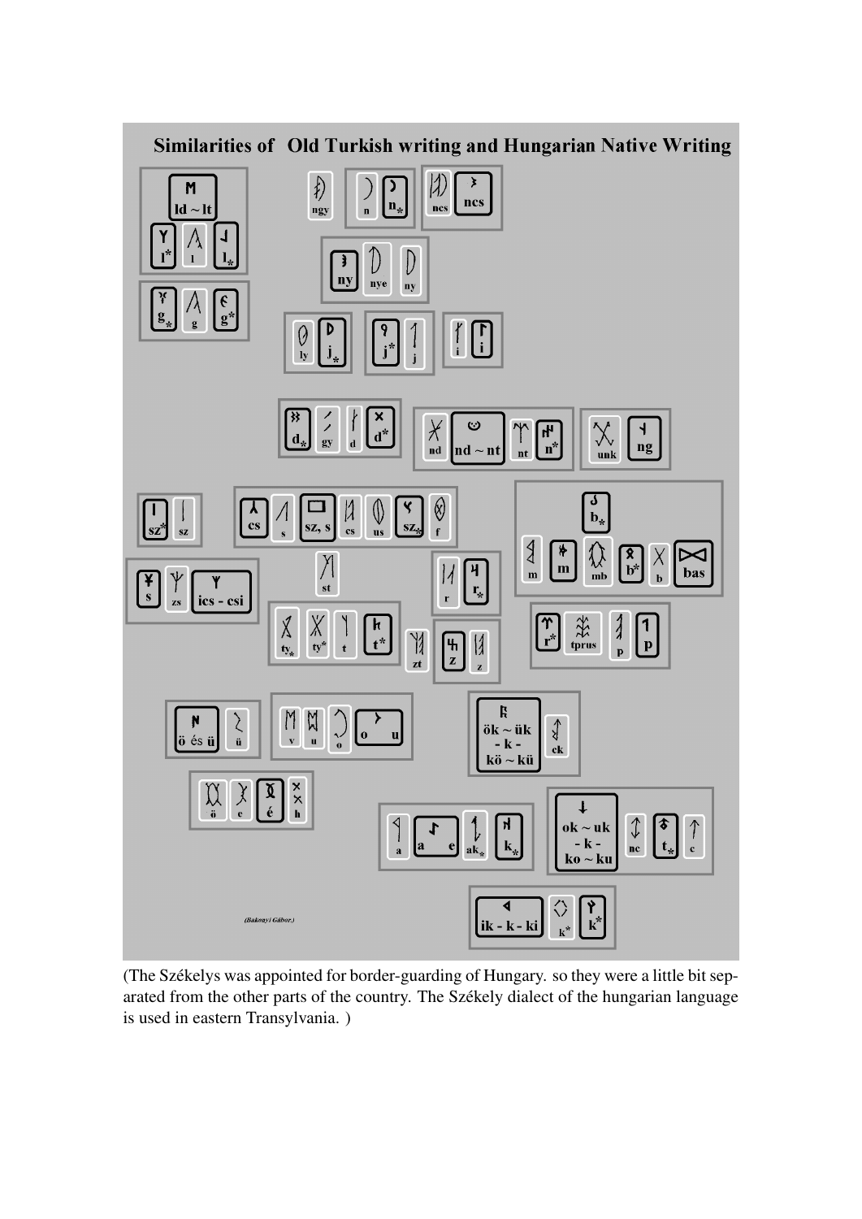## Similarities of Old Turkish writing and Hungarian Native Writing

ld ~ lt

l* l l*

g* g g*

ngy n n* ncs ncs

ny nye ny

ly j* j* j i i

d* gy d d* nd nd ~ nt nt n* unk ng

sz* sz cs s sz, s cs us sz* f

b* m m mb b* b bas

s zs ics - csi

st

r r*

ty* ty* t t* zt z z

r* tprus p p

ö és ü ü v u o o u

ök ~ ük - k - kö ~ kü ck

ö e é h

a a e ak* k* ok ~ uk - k - ko ~ ku nc t* c

(Bakonyi Gábor.)

ik - k - ki k* k*

(The Székelys was appointed for border-guarding of Hungary. so they were a little bit separated from the other parts of the country. The Székely dialect of the hungarian language is used in eastern Transylvania. )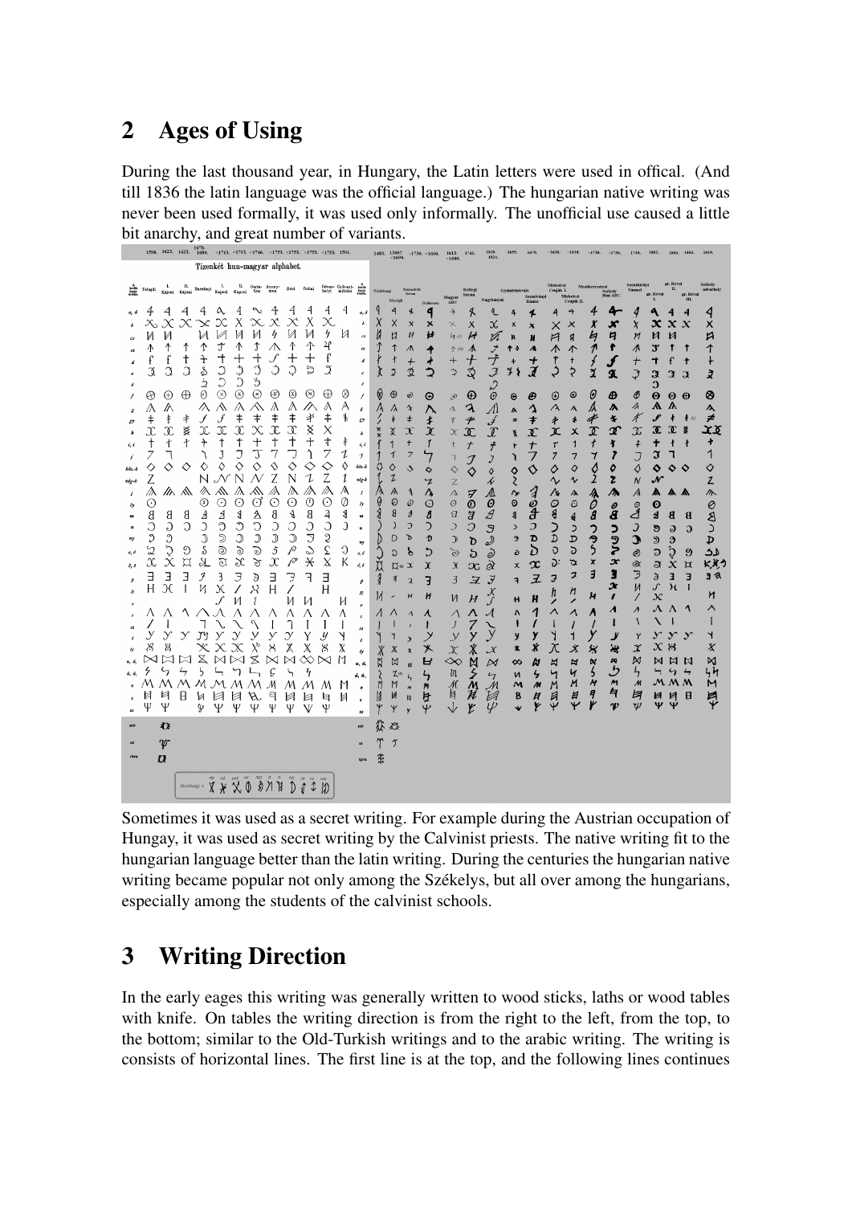## 2 Ages of Using

During the last thousand year, in Hungary, the Latin letters were used in offical. (And till 1836 the latin language was the official language.) The hungarian native writing was never been used formally, it was used only informally. The unofficial use caused a little bit anarchy, and great number of variants.

Sometimes it was used as a secret writing. For example during the Austrian occupation of Hungay, it was used as secret writing by the Calvinist priests. The native writing fit to the hungarian language better than the latin writing. During the centuries the hungarian native writing became popular not only among the Székelys, but all over among the hungarians, especially among the students of the calvinist schools.

## 3 Writing Direction

In the early eages this writing was generally written to wood sticks, laths or wood tables with knife. On tables the writing direction is from the right to the left, from the top, to the bottom; similar to the Old-Turkish writings and to the arabic writing. The writing is consists of horizontal lines. The first line is at the top, and the following lines continues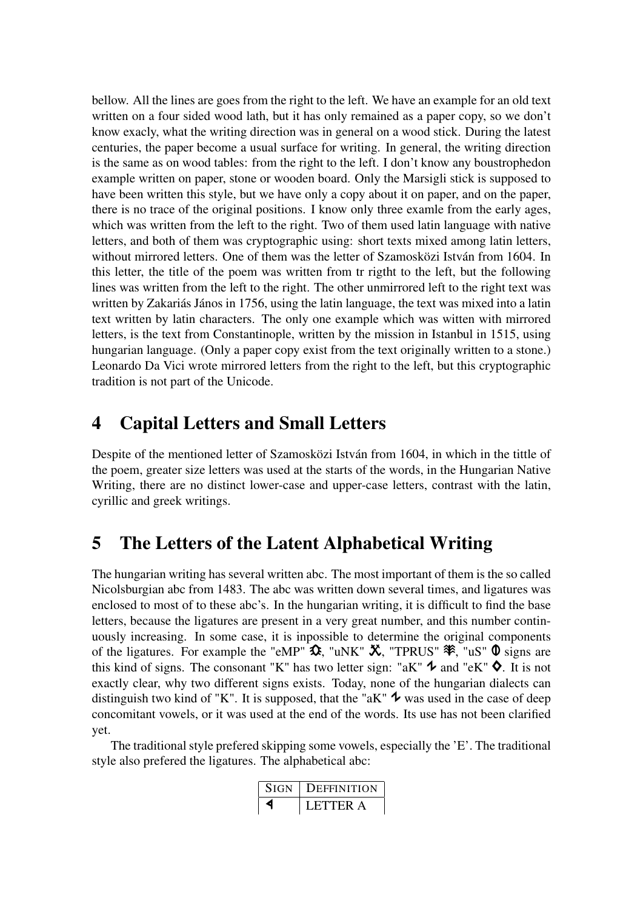bellow. All the lines are goes from the right to the left. We have an example for an old text written on a four sided wood lath, but it has only remained as a paper copy, so we don't know exacly, what the writing direction was in general on a wood stick. During the latest centuries, the paper become a usual surface for writing. In general, the writing direction is the same as on wood tables: from the right to the left. I don't know any boustrophedon example written on paper, stone or wooden board. Only the Marsigli stick is supposed to have been written this style, but we have only a copy about it on paper, and on the paper, there is no trace of the original positions. I know only three examle from the early ages, which was written from the left to the right. Two of them used latin language with native letters, and both of them was cryptographic using: short texts mixed among latin letters, without mirrored letters. One of them was the letter of Szamosközi István from 1604. In this letter, the title of the poem was written from tr rigtht to the left, but the following lines was written from the left to the right. The other unmirrored left to the right text was written by Zakariás János in 1756, using the latin language, the text was mixed into a latin text written by latin characters. The only one example which was witten with mirrored letters, is the text from Constantinople, written by the mission in Istanbul in 1515, using hungarian language. (Only a paper copy exist from the text originally written to a stone.) Leonardo Da Vici wrote mirrored letters from the right to the left, but this cryptographic tradition is not part of the Unicode.

## 4 Capital Letters and Small Letters

Despite of the mentioned letter of Szamosközi István from 1604, in which in the tittle of the poem, greater size letters was used at the starts of the words, in the Hungarian Native Writing, there are no distinct lower-case and upper-case letters, contrast with the latin, cyrillic and greek writings.

## 5 The Letters of the Latent Alphabetical Writing

The hungarian writing has several written abc. The most important of them is the so called Nicolsburgian abc from 1483. The abc was written down several times, and ligatures was enclosed to most of to these abc's. In the hungarian writing, it is difficult to find the base letters, because the ligatures are present in a very great number, and this number continuously increasing. In some case, it is inpossible to determine the original components of the ligatures. For example the "eMP" ⛮, "uNK" ⛮, "TPRUS" ⛮, "uS" ⛮ signs are this kind of signs. The consonant "K" has two letter sign: "aK" ⛮ and "eK" ◊. It is not exactly clear, why two different signs exists. Today, none of the hungarian dialects can distinguish two kind of "K". It is supposed, that the "aK" ⛮ was used in the case of deep concomitant vowels, or it was used at the end of the words. Its use has not been clarified yet.

The traditional style prefered skipping some vowels, especially the 'E'. The traditional style also prefered the ligatures. The alphabetical abc:

| SIGN | DEFFINITION |
|---|---|
| ⏴ | LETTER A |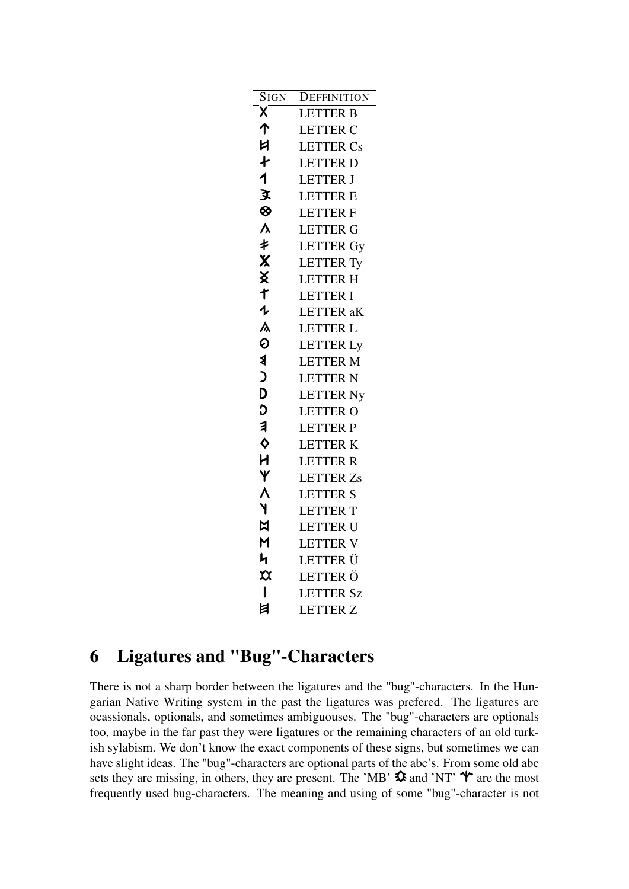| SIGN | DEFFINITION |
|---|---|
| 𐲁 | LETTER B |
| 𐲥 | LETTER C |
| 𐲇 | LETTER Cs |
| 𐲇 | LETTER D |
| 𐲑 | LETTER J |
| 𐲉 | LETTER E |
| 𐲋 | LETTER F |
| 𐲍 | LETTER G |
| 𐲎 | LETTER Gy |
| 𐲦 | LETTER Ty |
| 𐲐 | LETTER H |
| 𐲐 | LETTER I |
| 𐲓 | LETTER aK |
| 𐲖 | LETTER L |
| 𐲗 | LETTER Ly |
| 𐲘 | LETTER M |
| 𐲙 | LETTER N |
| 𐲚 | LETTER Ny |
| 𐲛 | LETTER O |
| 𐲠 | LETTER P |
| 𐲔 | LETTER K |
| 𐲢 | LETTER R |
| 𐲯 | LETTER Zs |
| 𐲤 | LETTER S |
| 𐲦 | LETTER T |
| 𐲪 | LETTER U |
| 𐲮 | LETTER V |
| 𐲬 | LETTER Ü |
| 𐲞 | LETTER Ö |
| 𐲥 | LETTER Sz |
| 𐲯 | LETTER Z |

## 6 Ligatures and "Bug"-Characters

There is not a sharp border between the ligatures and the "bug"-characters. In the Hungarian Native Writing system in the past the ligatures was prefered. The ligatures are ocassionals, optionals, and sometimes ambiguouses. The "bug"-characters are optionals too, maybe in the far past they were ligatures or the remaining characters of an old turkish sylabism. We don't know the exact components of these signs, but sometimes we can have slight ideas. The "bug"-characters are optional parts of the abc's. From some old abc sets they are missing, in others, they are present. The 'MB' 𐲳 and 'NT' 𐲵 are the most frequently used bug-characters. The meaning and using of some "bug"-character is not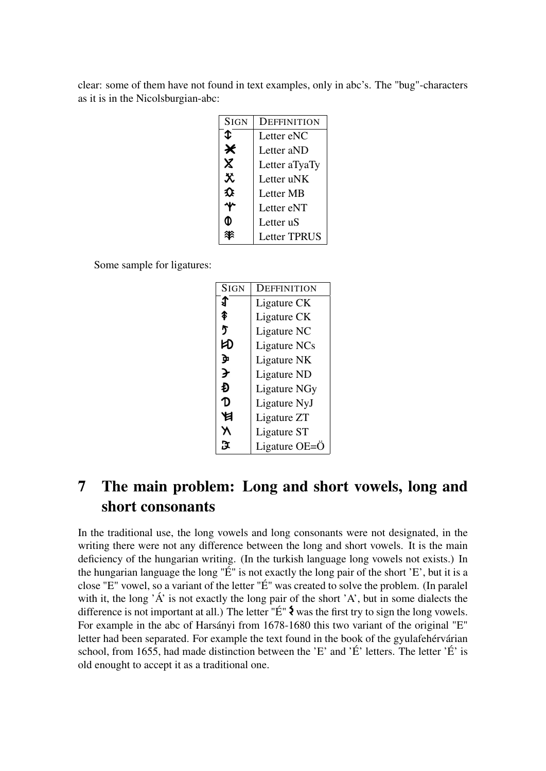clear: some of them have not found in text examples, only in abc's. The "bug"-characters as it is in the Nicolsburgian-abc:

| SIGN | DEFFINITION |
|---|---|
| | Letter eNC |
| | Letter aND |
| | Letter aTyaTy |
| | Letter uNK |
| | Letter MB |
| | Letter eNT |
| | Letter uS |
| | Letter TPRUS |

Some sample for ligatures:

| SIGN | DEFFINITION |
|---|---|
| | Ligature CK |
| | Ligature CK |
| | Ligature NC |
| | Ligature NCs |
| | Ligature NK |
| | Ligature ND |
| | Ligature NGy |
| | Ligature NyJ |
| | Ligature ZT |
| | Ligature ST |
| | Ligature OE=Ö |

# 7 The main problem: Long and short vowels, long and short consonants

In the traditional use, the long vowels and long consonants were not designated, in the writing there were not any difference between the long and short vowels. It is the main deficiency of the hungarian writing. (In the turkish language long vowels not exists.) In the hungarian language the long "É" is not exactly the long pair of the short 'E', but it is a close "E" vowel, so a variant of the letter "É" was created to solve the problem. (In paralel with it, the long 'Á' is not exactly the long pair of the short 'A', but in some dialects the difference is not important at all.) The letter "É" was the first try to sign the long vowels. For example in the abc of Harsányi from 1678-1680 this two variant of the original "E" letter had been separated. For example the text found in the book of the gyulafehérvárian school, from 1655, had made distinction between the 'E' and 'É' letters. The letter 'É' is old enought to accept it as a traditional one.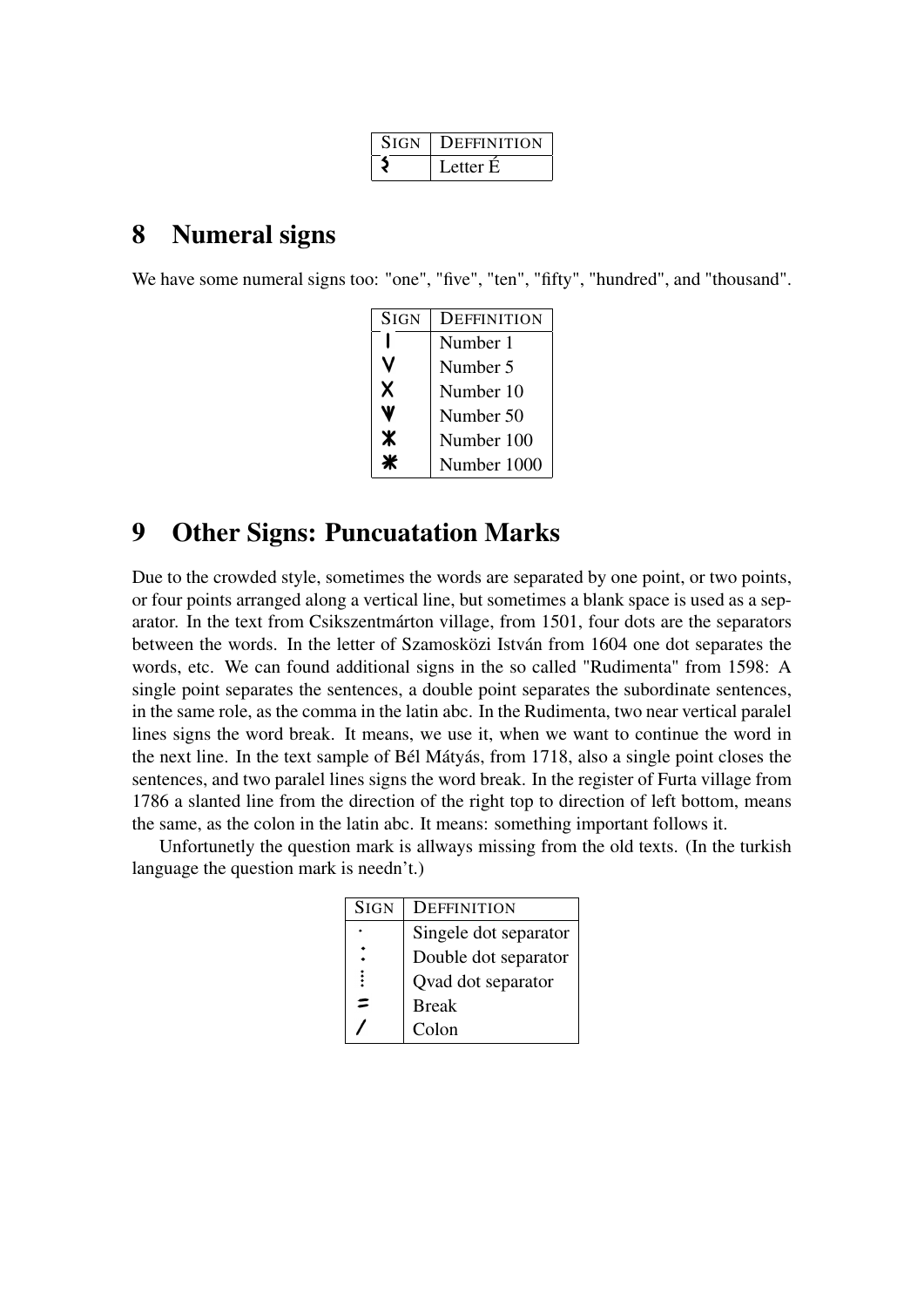| SIGN | DEFFINITION |
|---|---|
| ʒ | Letter É |

# 8 Numeral signs

We have some numeral signs too: "one", "five", "ten", "fifty", "hundred", and "thousand".

| SIGN | DEFFINITION |
|---|---|
| I | Number 1 |
| V | Number 5 |
| X | Number 10 |
| ѵ | Number 50 |
| ж | Number 100 |
| ✱ | Number 1000 |

# 9 Other Signs: Puncuatation Marks

Due to the crowded style, sometimes the words are separated by one point, or two points, or four points arranged along a vertical line, but sometimes a blank space is used as a separator. In the text from Csikszentmárton village, from 1501, four dots are the separators between the words. In the letter of Szamosközi István from 1604 one dot separates the words, etc. We can found additional signs in the so called "Rudimenta" from 1598: A single point separates the sentences, a double point separates the subordinate sentences, in the same role, as the comma in the latin abc. In the Rudimenta, two near vertical paralel lines signs the word break. It means, we use it, when we want to continue the word in the next line. In the text sample of Bél Mátyás, from 1718, also a single point closes the sentences, and two paralel lines signs the word break. In the register of Furta village from 1786 a slanted line from the direction of the right top to direction of left bottom, means the same, as the colon in the latin abc. It means: something important follows it.

Unfortunetly the question mark is allways missing from the old texts. (In the turkish language the question mark is needn't.)

| SIGN | DEFFINITION |
|---|---|
| · | Singele dot separator |
| : | Double dot separator |
| ⁞ | Qvad dot separator |
| = | Break |
| / | Colon |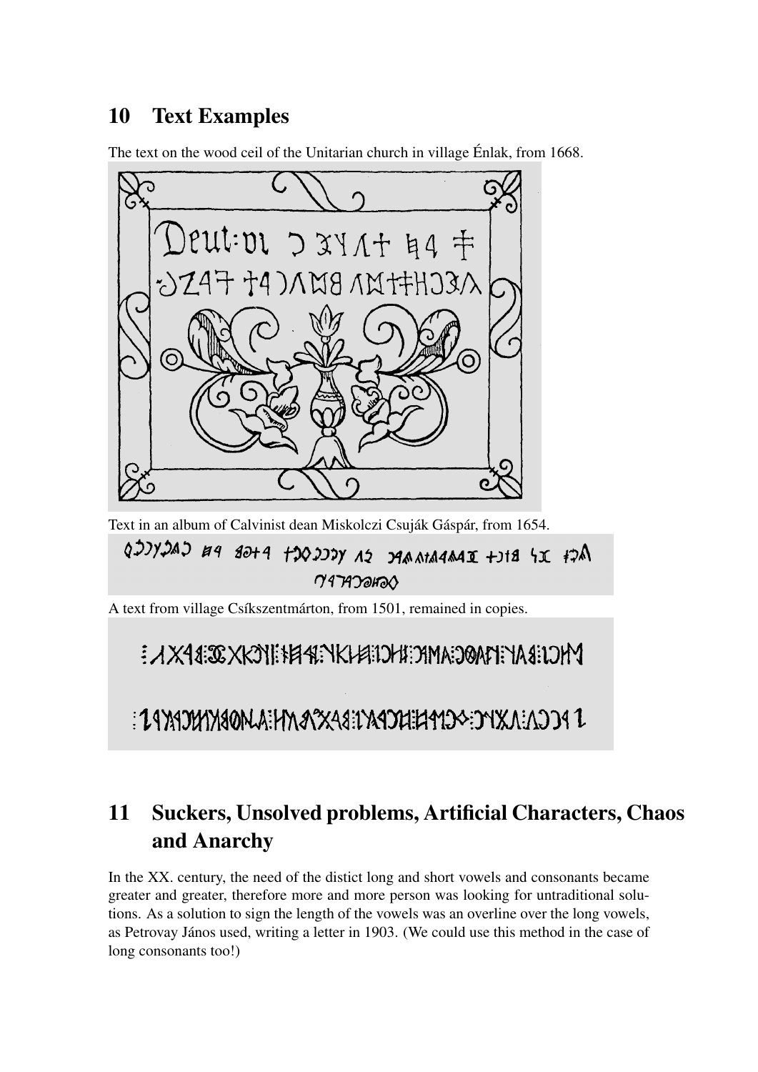## 10 Text Examples

The text on the wood ceil of the Unitarian church in village Énlak, from 1668.

Text in an album of Calvinist dean Miskolczi Csuják Gáspár, from 1654.

A text from village Csíkszentmárton, from 1501, remained in copies.

## 11 Suckers, Unsolved problems, Artificial Characters, Chaos and Anarchy

In the XX. century, the need of the distict long and short vowels and consonants became greater and greater, therefore more and more person was looking for untraditional solutions. As a solution to sign the length of the vowels was an overline over the long vowels, as Petrovay János used, writing a letter in 1903. (We could use this method in the case of long consonants too!)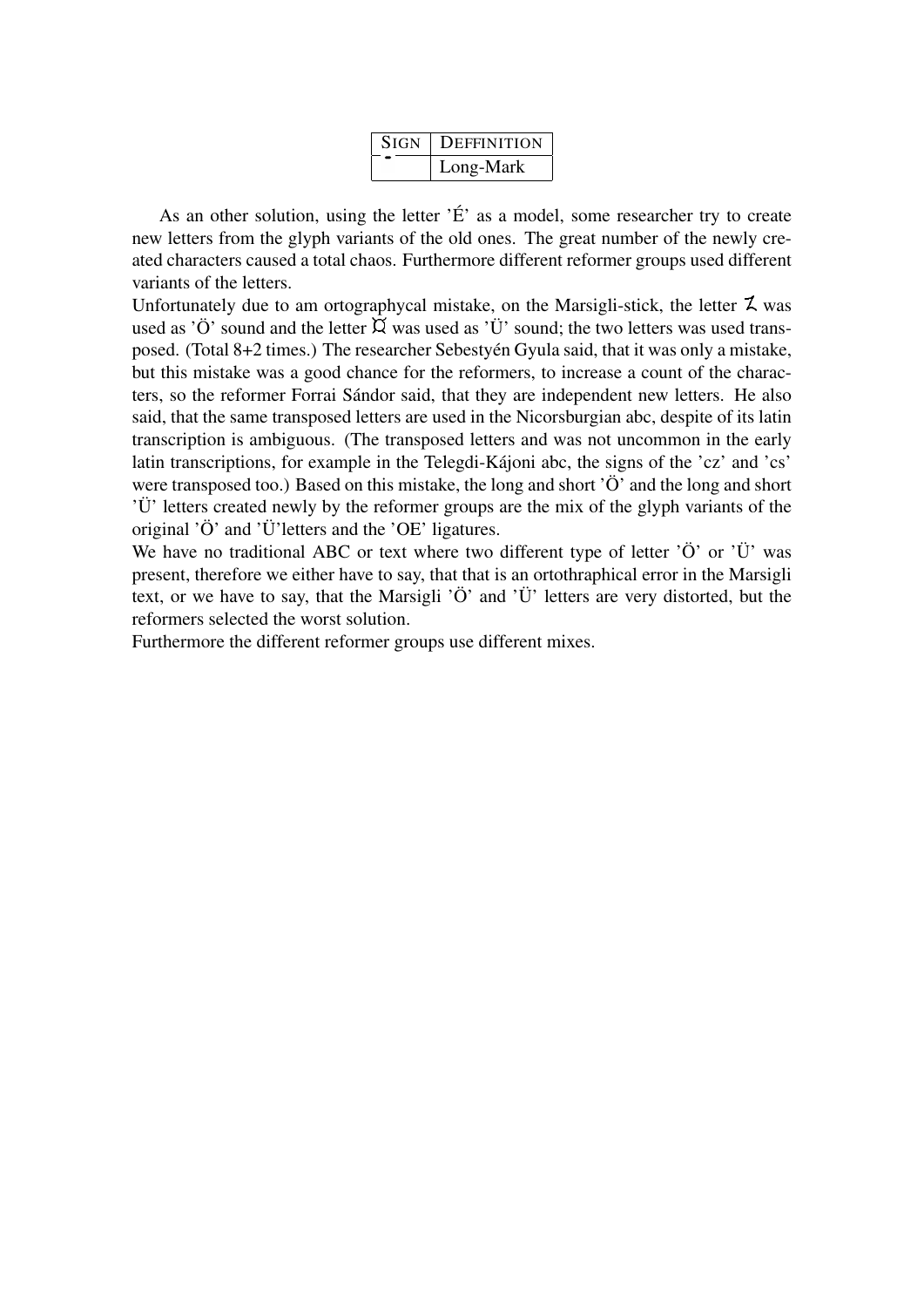| SIGN | DEFFINITION |
|---|---|
| ˉ | Long-Mark |

As an other solution, using the letter 'É' as a model, some researcher try to create new letters from the glyph variants of the old ones. The great number of the newly created characters caused a total chaos. Furthermore different reformer groups used different variants of the letters.

Unfortunately due to am ortographycal mistake, on the Marsigli-stick, the letter 𐳬 was used as 'Ö' sound and the letter 𐳞 was used as 'Ü' sound; the two letters was used transposed. (Total 8+2 times.) The researcher Sebestyén Gyula said, that it was only a mistake, but this mistake was a good chance for the reformers, to increase a count of the characters, so the reformer Forrai Sándor said, that they are independent new letters. He also said, that the same transposed letters are used in the Nicorsburgian abc, despite of its latin transcription is ambiguous. (The transposed letters and was not uncommon in the early latin transcriptions, for example in the Telegdi-Kájoni abc, the signs of the 'cz' and 'cs' were transposed too.) Based on this mistake, the long and short 'Ö' and the long and short 'Ü' letters created newly by the reformer groups are the mix of the glyph variants of the original 'Ö' and 'Ü'letters and the 'OE' ligatures.

We have no traditional ABC or text where two different type of letter 'Ö' or 'Ü' was present, therefore we either have to say, that that is an ortothraphical error in the Marsigli text, or we have to say, that the Marsigli 'Ö' and 'Ü' letters are very distorted, but the reformers selected the worst solution.

Furthermore the different reformer groups use different mixes.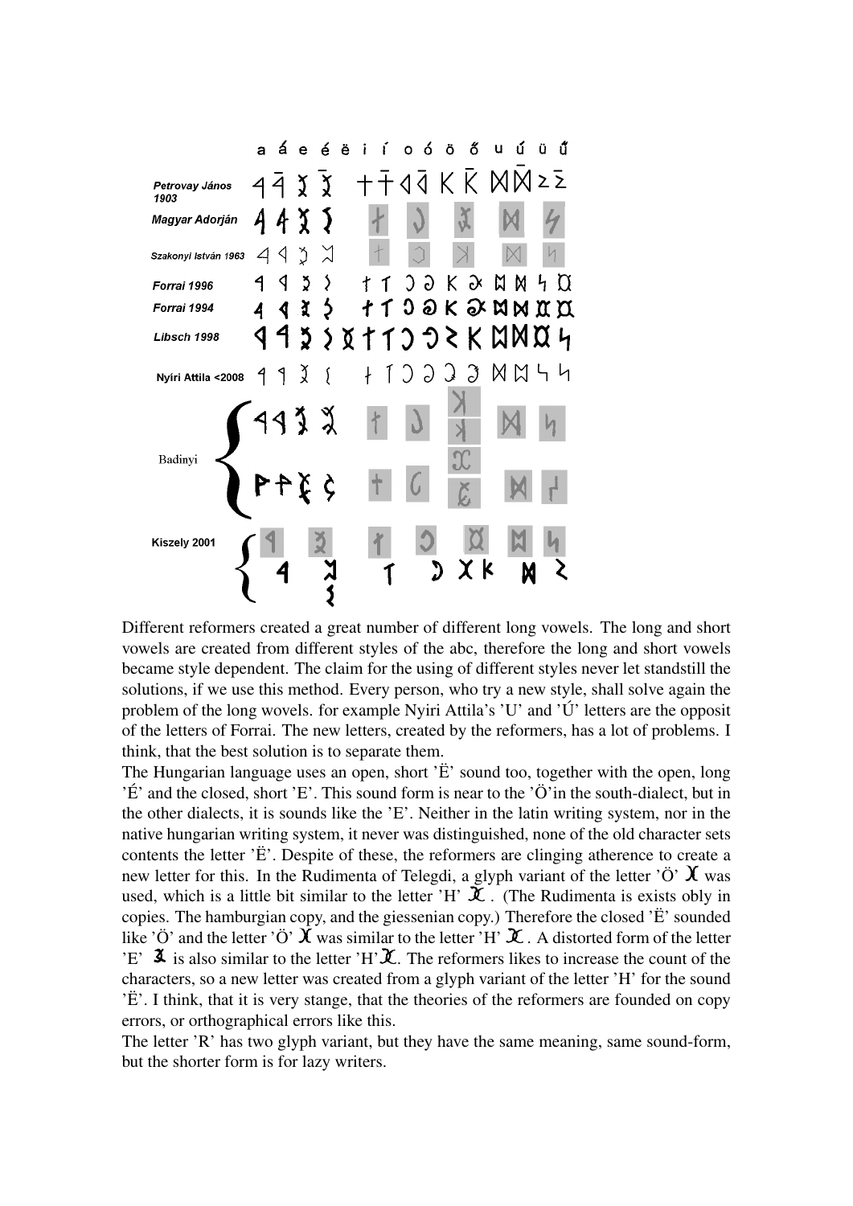| | a | á | e | é | ë | i | í | o | ó | ö | ő | u | ú | ü | ű |
|---|---|---|---|---|---|---|---|---|---|---|---|---|---|---|---|
| *Petrovay János 1903* | | | | | | | | | | | | | | | |
| *Magyar Adorján* | | | | | | | | | | | | | | | |
| *Szakonyi István 1963* | | | | | | | | | | | | | | | |
| *Forrai 1996* | | | | | | | | | | | | | | | |
| *Forrai 1994* | | | | | | | | | | | | | | | |
| *Libsch 1998* | | | | | | | | | | | | | | | |
| **Nyíri Attila <2008** | | | | | | | | | | | | | | | |
| Badinyi | | | | | | | | | | | | | | | |
| **Kiszely 2001** | | | | | | | | | | | | | | | |

Different reformers created a great number of different long vowels. The long and short vowels are created from different styles of the abc, therefore the long and short vowels became style dependent. The claim for the using of different styles never let standstill the solutions, if we use this method. Every person, who try a new style, shall solve again the problem of the long wovels. for example Nyiri Attila's 'U' and 'Ú' letters are the opposit of the letters of Forrai. The new letters, created by the reformers, has a lot of problems. I think, that the best solution is to separate them.

The Hungarian language uses an open, short 'Ë' sound too, together with the open, long 'É' and the closed, short 'E'. This sound form is near to the 'Ö'in the south-dialect, but in the other dialects, it is sounds like the 'E'. Neither in the latin writing system, nor in the native hungarian writing system, it never was distinguished, none of the old character sets contents the letter 'Ë'. Despite of these, the reformers are clinging atherence to create a new letter for this. In the Rudimenta of Telegdi, a glyph variant of the letter 'Ö' was used, which is a little bit similar to the letter 'H' . (The Rudimenta is exists obly in copies. The hamburgian copy, and the giessenian copy.) Therefore the closed 'Ë' sounded like 'Ö' and the letter 'Ö' was similar to the letter 'H' . A distorted form of the letter 'E' is also similar to the letter 'H'. The reformers likes to increase the count of the characters, so a new letter was created from a glyph variant of the letter 'H' for the sound 'Ë'. I think, that it is very stange, that the theories of the reformers are founded on copy errors, or orthographical errors like this.

The letter 'R' has two glyph variant, but they have the same meaning, same sound-form, but the shorter form is for lazy writers.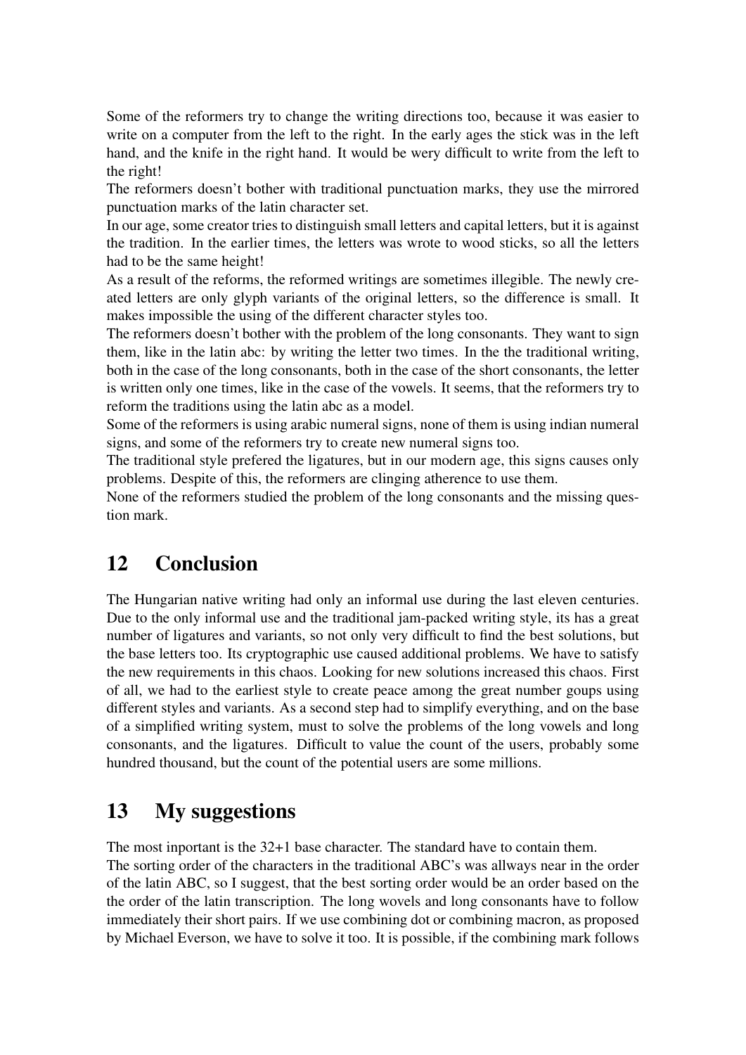Some of the reformers try to change the writing directions too, because it was easier to write on a computer from the left to the right. In the early ages the stick was in the left hand, and the knife in the right hand. It would be wery difficult to write from the left to the right!

The reformers doesn't bother with traditional punctuation marks, they use the mirrored punctuation marks of the latin character set.

In our age, some creator tries to distinguish small letters and capital letters, but it is against the tradition. In the earlier times, the letters was wrote to wood sticks, so all the letters had to be the same height!

As a result of the reforms, the reformed writings are sometimes illegible. The newly created letters are only glyph variants of the original letters, so the difference is small. It makes impossible the using of the different character styles too.

The reformers doesn't bother with the problem of the long consonants. They want to sign them, like in the latin abc: by writing the letter two times. In the the traditional writing, both in the case of the long consonants, both in the case of the short consonants, the letter is written only one times, like in the case of the vowels. It seems, that the reformers try to reform the traditions using the latin abc as a model.

Some of the reformers is using arabic numeral signs, none of them is using indian numeral signs, and some of the reformers try to create new numeral signs too.

The traditional style prefered the ligatures, but in our modern age, this signs causes only problems. Despite of this, the reformers are clinging atherence to use them.

None of the reformers studied the problem of the long consonants and the missing question mark.

## 12 Conclusion

The Hungarian native writing had only an informal use during the last eleven centuries. Due to the only informal use and the traditional jam-packed writing style, its has a great number of ligatures and variants, so not only very difficult to find the best solutions, but the base letters too. Its cryptographic use caused additional problems. We have to satisfy the new requirements in this chaos. Looking for new solutions increased this chaos. First of all, we had to the earliest style to create peace among the great number goups using different styles and variants. As a second step had to simplify everything, and on the base of a simplified writing system, must to solve the problems of the long vowels and long consonants, and the ligatures. Difficult to value the count of the users, probably some hundred thousand, but the count of the potential users are some millions.

## 13 My suggestions

The most inportant is the 32+1 base character. The standard have to contain them.

The sorting order of the characters in the traditional ABC's was allways near in the order of the latin ABC, so I suggest, that the best sorting order would be an order based on the the order of the latin transcription. The long wovels and long consonants have to follow immediately their short pairs. If we use combining dot or combining macron, as proposed by Michael Everson, we have to solve it too. It is possible, if the combining mark follows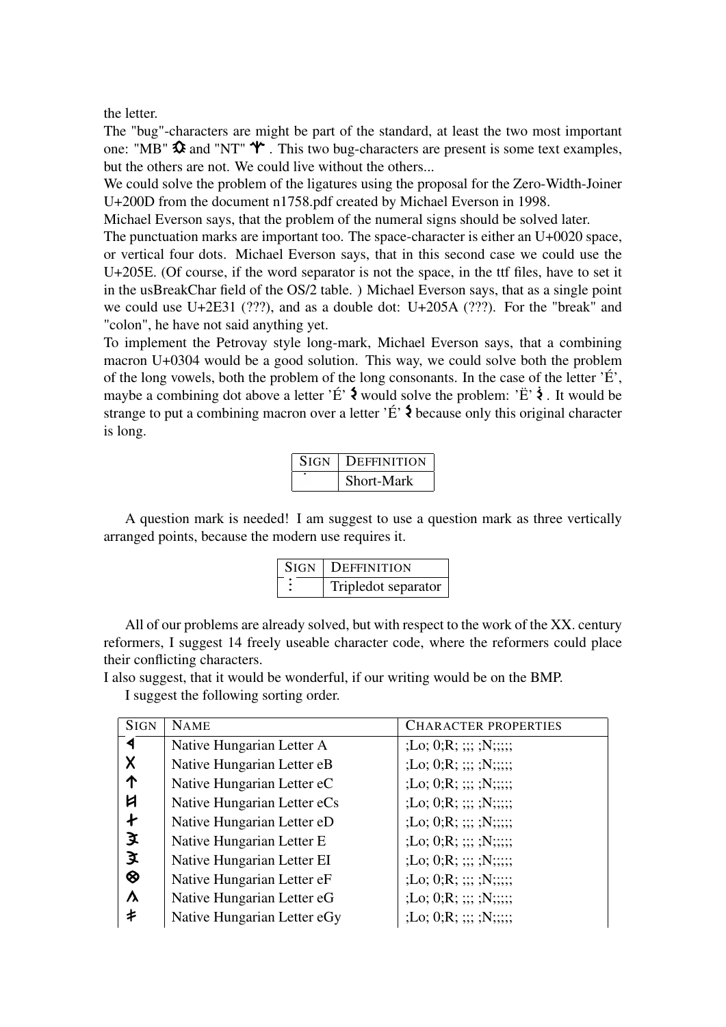the letter.

The "bug"-characters are might be part of the standard, at least the two most important one: "MB" 𐳣 and "NT" 𐳨 . This two bug-characters are present is some text examples, but the others are not. We could live without the others...

We could solve the problem of the ligatures using the proposal for the Zero-Width-Joiner U+200D from the document n1758.pdf created by Michael Everson in 1998.

Michael Everson says, that the problem of the numeral signs should be solved later.

The punctuation marks are important too. The space-character is either an U+0020 space, or vertical four dots. Michael Everson says, that in this second case we could use the U+205E. (Of course, if the word separator is not the space, in the ttf files, have to set it in the usBreakChar field of the OS/2 table. ) Michael Everson says, that as a single point we could use U+2E31 (???), and as a double dot: U+205A (???). For the "break" and "colon", he have not said anything yet.

To implement the Petrovay style long-mark, Michael Everson says, that a combining macron U+0304 would be a good solution. This way, we could solve both the problem of the long vowels, both the problem of the long consonants. In the case of the letter 'É', maybe a combining dot above a letter 'É' 𐳋 would solve the problem: 'Ë' 𐳋̇ . It would be strange to put a combining macron over a letter 'É' 𐳋 because only this original character is long.

| SIGN | DEFFINITION |
|---|---|
| ˙ | Short-Mark |

A question mark is needed! I am suggest to use a question mark as three vertically arranged points, because the modern use requires it.

| SIGN | DEFFINITION |
|---|---|
| ⋮ | Tripledot separator |

All of our problems are already solved, but with respect to the work of the XX. century reformers, I suggest 14 freely useable character code, where the reformers could place their conflicting characters.

I also suggest, that it would be wonderful, if our writing would be on the BMP.

I suggest the following sorting order.

| SIGN | NAME | CHARACTER PROPERTIES |
|---|---|---|
| 𐳀 | Native Hungarian Letter A | ;Lo; 0;R; ;;; ;N;;;;; |
| 𐳂 | Native Hungarian Letter eB | ;Lo; 0;R; ;;; ;N;;;;; |
| 𐳄 | Native Hungarian Letter eC | ;Lo; 0;R; ;;; ;N;;;;; |
| 𐳆 | Native Hungarian Letter eCs | ;Lo; 0;R; ;;; ;N;;;;; |
| 𐳇 | Native Hungarian Letter eD | ;Lo; 0;R; ;;; ;N;;;;; |
| 𐳉 | Native Hungarian Letter E | ;Lo; 0;R; ;;; ;N;;;;; |
| 𐳉 | Native Hungarian Letter EI | ;Lo; 0;R; ;;; ;N;;;;; |
| 𐳌 | Native Hungarian Letter eF | ;Lo; 0;R; ;;; ;N;;;;; |
| 𐳍 | Native Hungarian Letter eG | ;Lo; 0;R; ;;; ;N;;;;; |
| 𐳎 | Native Hungarian Letter eGy | ;Lo; 0;R; ;;; ;N;;;;; |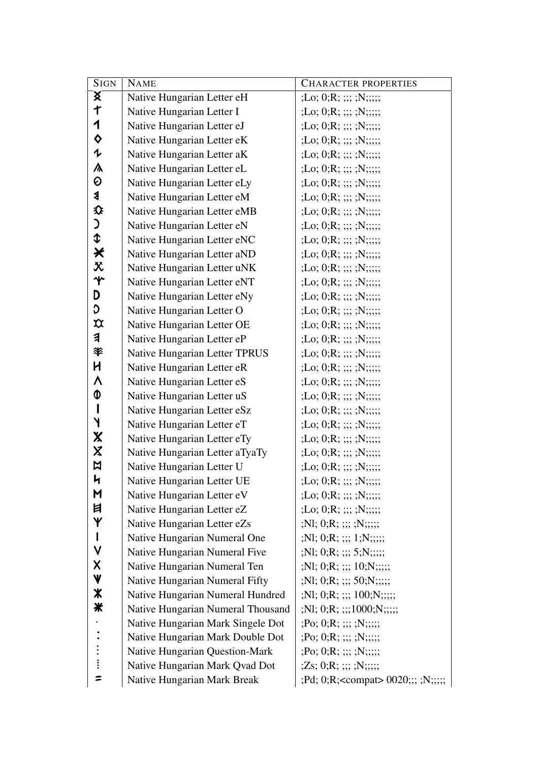| SIGN | NAME | CHARACTER PROPERTIES |
|---|---|---|
| 𐲍 | Native Hungarian Letter eH | ;Lo; 0;R; ;;; ;N;;;;; |
| 𐲐 | Native Hungarian Letter I | ;Lo; 0;R; ;;; ;N;;;;; |
| 𐲒 | Native Hungarian Letter eJ | ;Lo; 0;R; ;;; ;N;;;;; |
| 𐲓 | Native Hungarian Letter eK | ;Lo; 0;R; ;;; ;N;;;;; |
| 𐲔 | Native Hungarian Letter aK | ;Lo; 0;R; ;;; ;N;;;;; |
| 𐲖 | Native Hungarian Letter eL | ;Lo; 0;R; ;;; ;N;;;;; |
| 𐲗 | Native Hungarian Letter eLy | ;Lo; 0;R; ;;; ;N;;;;; |
| 𐲘 | Native Hungarian Letter eM | ;Lo; 0;R; ;;; ;N;;;;; |
| 𐲮 | Native Hungarian Letter eMB | ;Lo; 0;R; ;;; ;N;;;;; |
| 𐲙 | Native Hungarian Letter eN | ;Lo; 0;R; ;;; ;N;;;;; |
| 𐲯 | Native Hungarian Letter eNC | ;Lo; 0;R; ;;; ;N;;;;; |
| 𐲋 | Native Hungarian Letter aND | ;Lo; 0;R; ;;; ;N;;;;; |
| 𐲲 | Native Hungarian Letter uNK | ;Lo; 0;R; ;;; ;N;;;;; |
| 𐲰 | Native Hungarian Letter eNT | ;Lo; 0;R; ;;; ;N;;;;; |
| 𐲚 | Native Hungarian Letter eNy | ;Lo; 0;R; ;;; ;N;;;;; |
| 𐲛 | Native Hungarian Letter O | ;Lo; 0;R; ;;; ;N;;;;; |
| 𐲝 | Native Hungarian Letter OE | ;Lo; 0;R; ;;; ;N;;;;; |
| 𐲠 | Native Hungarian Letter eP | ;Lo; 0;R; ;;; ;N;;;;; |
| 𐲱 | Native Hungarian Letter TPRUS | ;Lo; 0;R; ;;; ;N;;;;; |
| 𐲢 | Native Hungarian Letter eR | ;Lo; 0;R; ;;; ;N;;;;; |
| 𐲤 | Native Hungarian Letter eS | ;Lo; 0;R; ;;; ;N;;;;; |
| 𐲳 | Native Hungarian Letter uS | ;Lo; 0;R; ;;; ;N;;;;; |
| 𐲥 | Native Hungarian Letter eSz | ;Lo; 0;R; ;;; ;N;;;;; |
| 𐲦 | Native Hungarian Letter eT | ;Lo; 0;R; ;;; ;N;;;;; |
| 𐲨 | Native Hungarian Letter eTy | ;Lo; 0;R; ;;; ;N;;;;; |
| 𐲧 | Native Hungarian Letter aTyaTy | ;Lo; 0;R; ;;; ;N;;;;; |
| 𐲪 | Native Hungarian Letter U | ;Lo; 0;R; ;;; ;N;;;;; |
| 𐲬 | Native Hungarian Letter UE | ;Lo; 0;R; ;;; ;N;;;;; |
| 𐲮 | Native Hungarian Letter eV | ;Lo; 0;R; ;;; ;N;;;;; |
| 𐲯 | Native Hungarian Letter eZ | ;Lo; 0;R; ;;; ;N;;;;; |
| 𐲰 | Native Hungarian Letter eZs | ;Nl; 0;R; ;;; ;N;;;;; |
| I | Native Hungarian Numeral One | ;Nl; 0;R; ;;; 1;N;;;;; |
| V | Native Hungarian Numeral Five | ;Nl; 0;R; ;;; 5;N;;;;; |
| X | Native Hungarian Numeral Ten | ;Nl; 0;R; ;;; 10;N;;;;; |
| ⩔ | Native Hungarian Numeral Fifty | ;Nl; 0;R; ;;; 50;N;;;;; |
| ⋇ | Native Hungarian Numeral Hundred | ;Nl; 0;R; ;;; 100;N;;;;; |
| ⁕ | Native Hungarian Numeral Thousand | ;Nl; 0;R; ;;;1000;N;;;;; |
| · | Native Hungarian Mark Singele Dot | ;Po; 0;R; ;;; ;N;;;;; |
| : | Native Hungarian Mark Double Dot | ;Po; 0;R; ;;; ;N;;;;; |
| ⁝ | Native Hungarian Question-Mark | ;Po; 0;R; ;;; ;N;;;;; |
| ⁞ | Native Hungarian Mark Qvad Dot | ;Zs; 0;R; ;;; ;N;;;;; |
| = | Native Hungarian Mark Break | ;Pd; 0;R;<compat> 0020;;; ;N;;;;; |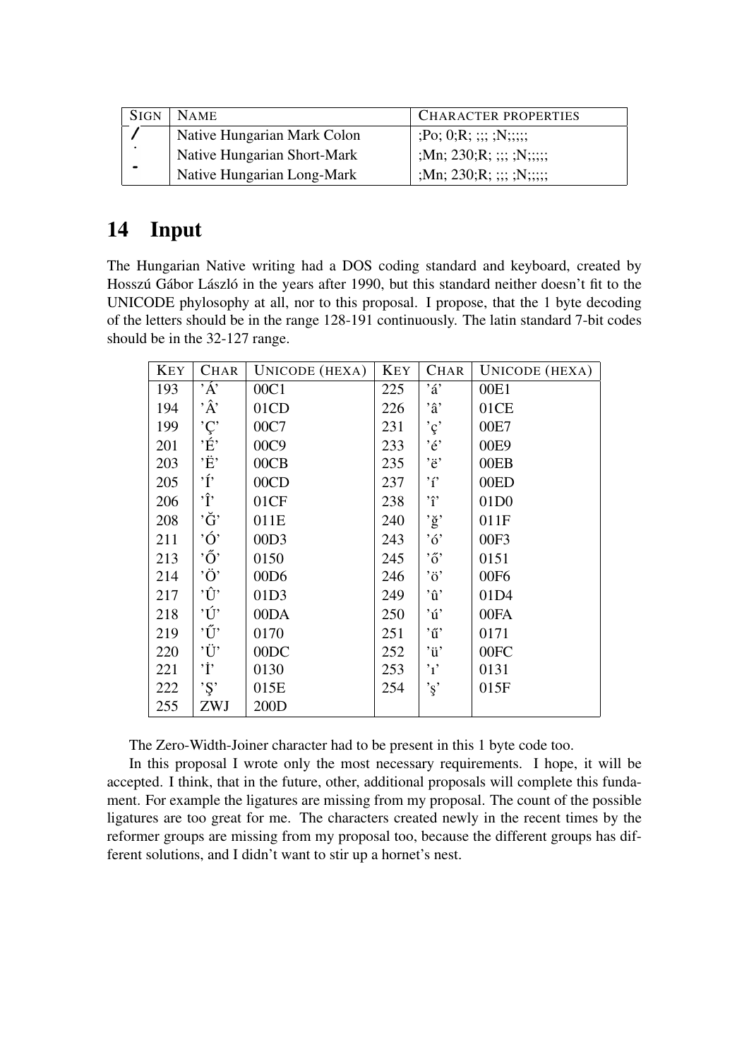| SIGN | NAME | CHARACTER PROPERTIES |
|---|---|---|
| / | Native Hungarian Mark Colon | ;Po; 0;R; ;;; ;N;;;;; |
| ˙ | Native Hungarian Short-Mark | ;Mn; 230;R; ;;; ;N;;;;; |
| - | Native Hungarian Long-Mark | ;Mn; 230;R; ;;; ;N;;;;; |

## 14 Input

The Hungarian Native writing had a DOS coding standard and keyboard, created by Hosszú Gábor László in the years after 1990, but this standard neither doesn't fit to the UNICODE phylosophy at all, nor to this proposal. I propose, that the 1 byte decoding of the letters should be in the range 128-191 continuously. The latin standard 7-bit codes should be in the 32-127 range.

| KEY | CHAR | UNICODE (HEXA) | KEY | CHAR | UNICODE (HEXA) |
|---|---|---|---|---|---|
| 193 | 'Á' | 00C1 | 225 | 'á' | 00E1 |
| 194 | 'Â' | 01CD | 226 | 'â' | 01CE |
| 199 | 'Ç' | 00C7 | 231 | 'ç' | 00E7 |
| 201 | 'É' | 00C9 | 233 | 'é' | 00E9 |
| 203 | 'Ë' | 00CB | 235 | 'ë' | 00EB |
| 205 | 'Í' | 00CD | 237 | 'í' | 00ED |
| 206 | 'Î' | 01CF | 238 | 'î' | 01D0 |
| 208 | 'Ğ' | 011E | 240 | 'ğ' | 011F |
| 211 | 'Ó' | 00D3 | 243 | 'ó' | 00F3 |
| 213 | 'Ő' | 0150 | 245 | 'ő' | 0151 |
| 214 | 'Ö' | 00D6 | 246 | 'ö' | 00F6 |
| 217 | 'Û' | 01D3 | 249 | 'û' | 01D4 |
| 218 | 'Ú' | 00DA | 250 | 'ú' | 00FA |
| 219 | 'Ű' | 0170 | 251 | 'ű' | 0171 |
| 220 | 'Ü' | 00DC | 252 | 'ü' | 00FC |
| 221 | 'İ' | 0130 | 253 | 'ı' | 0131 |
| 222 | 'Ş' | 015E | 254 | 'ş' | 015F |
| 255 | ZWJ | 200D | | | |

The Zero-Width-Joiner character had to be present in this 1 byte code too.

In this proposal I wrote only the most necessary requirements. I hope, it will be accepted. I think, that in the future, other, additional proposals will complete this fundament. For example the ligatures are missing from my proposal. The count of the possible ligatures are too great for me. The characters created newly in the recent times by the reformer groups are missing from my proposal too, because the different groups has different solutions, and I didn't want to stir up a hornet's nest.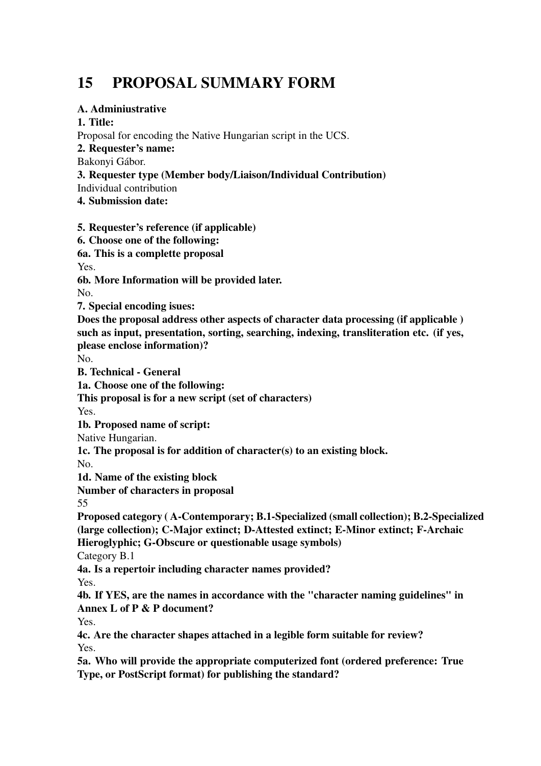# 15 PROPOSAL SUMMARY FORM

**A. Adminiustrative**

**1. Title:**

Proposal for encoding the Native Hungarian script in the UCS.

**2. Requester's name:**

Bakonyi Gábor.

**3. Requester type (Member body/Liaison/Individual Contribution)**

Individual contribution

**4. Submission date:**

**5. Requester's reference (if applicable)**

**6. Choose one of the following:**

**6a. This is a complette proposal**

Yes.

**6b. More Information will be provided later.**

No.

**7. Special encoding isues:**

**Does the proposal address other aspects of character data processing (if applicable ) such as input, presentation, sorting, searching, indexing, transliteration etc. (if yes, please enclose information)?**

No.

**B. Technical - General**

**1a. Choose one of the following:**

**This proposal is for a new script (set of characters)**

Yes.

**1b. Proposed name of script:**

Native Hungarian.

**1c. The proposal is for addition of character(s) to an existing block.**

No.

**1d. Name of the existing block**

**Number of characters in proposal**

55

**Proposed category ( A-Contemporary; B.1-Specialized (small collection); B.2-Specialized (large collection); C-Major extinct; D-Attested extinct; E-Minor extinct; F-Archaic Hieroglyphic; G-Obscure or questionable usage symbols)**

Category B.1

**4a. Is a repertoir including character names provided?**

Yes.

**4b. If YES, are the names in accordance with the "character naming guidelines" in Annex L of P & P document?**

Yes.

**4c. Are the character shapes attached in a legible form suitable for review?**

Yes.

**5a. Who will provide the appropriate computerized font (ordered preference: True Type, or PostScript format) for publishing the standard?**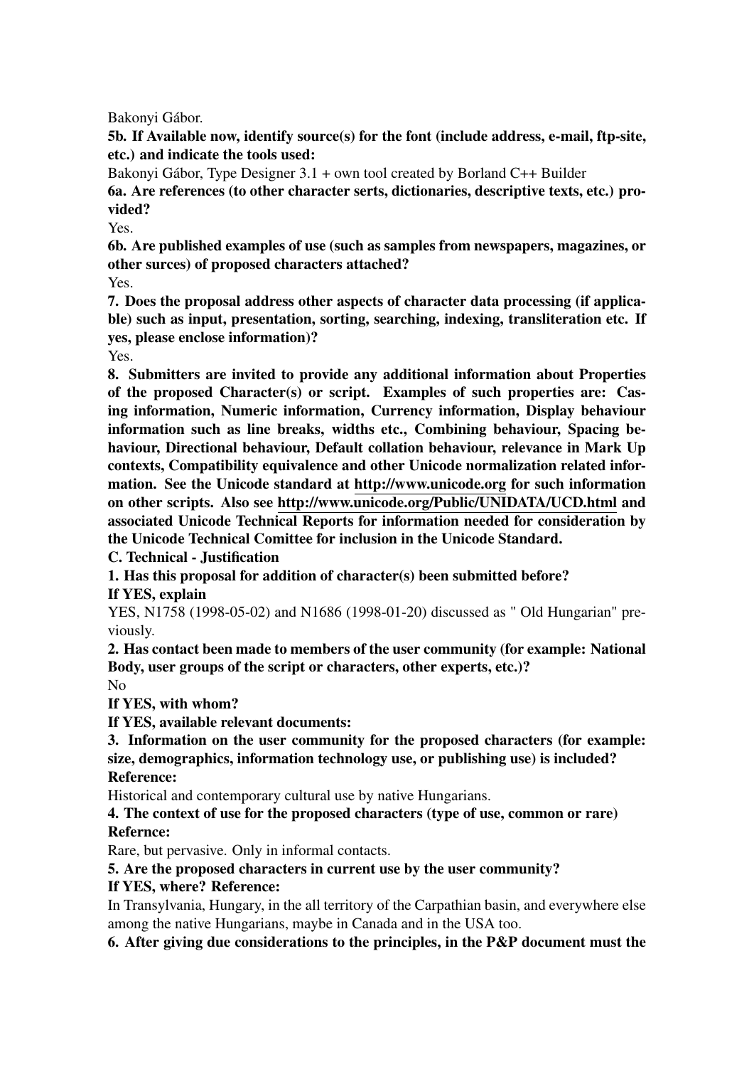Bakonyi Gábor.

**5b. If Available now, identify source(s) for the font (include address, e-mail, ftp-site, etc.) and indicate the tools used:**

Bakonyi Gábor, Type Designer 3.1 + own tool created by Borland C++ Builder

**6a. Are references (to other character serts, dictionaries, descriptive texts, etc.) provided?**

Yes.

**6b. Are published examples of use (such as samples from newspapers, magazines, or other surces) of proposed characters attached?**

Yes.

**7. Does the proposal address other aspects of character data processing (if applicable) such as input, presentation, sorting, searching, indexing, transliteration etc. If yes, please enclose information)?**

Yes.

**8. Submitters are invited to provide any additional information about Properties of the proposed Character(s) or script. Examples of such properties are: Casing information, Numeric information, Currency information, Display behaviour information such as line breaks, widths etc., Combining behaviour, Spacing behaviour, Directional behaviour, Default collation behaviour, relevance in Mark Up contexts, Compatibility equivalence and other Unicode normalization related information. See the Unicode standard at http://www.unicode.org for such information on other scripts. Also see http://www.unicode.org/Public/UNIDATA/UCD.html and associated Unicode Technical Reports for information needed for consideration by the Unicode Technical Comittee for inclusion in the Unicode Standard.**

**C. Technical - Justification**

**1. Has this proposal for addition of character(s) been submitted before?**

**If YES, explain**

YES, N1758 (1998-05-02) and N1686 (1998-01-20) discussed as " Old Hungarian" previously.

**2. Has contact been made to members of the user community (for example: National Body, user groups of the script or characters, other experts, etc.)?**

No

**If YES, with whom?**

**If YES, available relevant documents:**

**3. Information on the user community for the proposed characters (for example: size, demographics, information technology use, or publishing use) is included?**

**Reference:**

Historical and contemporary cultural use by native Hungarians.

**4. The context of use for the proposed characters (type of use, common or rare)**

**Refernce:**

Rare, but pervasive. Only in informal contacts.

**5. Are the proposed characters in current use by the user community?**

**If YES, where? Reference:**

In Transylvania, Hungary, in the all territory of the Carpathian basin, and everywhere else among the native Hungarians, maybe in Canada and in the USA too.

**6. After giving due considerations to the principles, in the P&P document must the**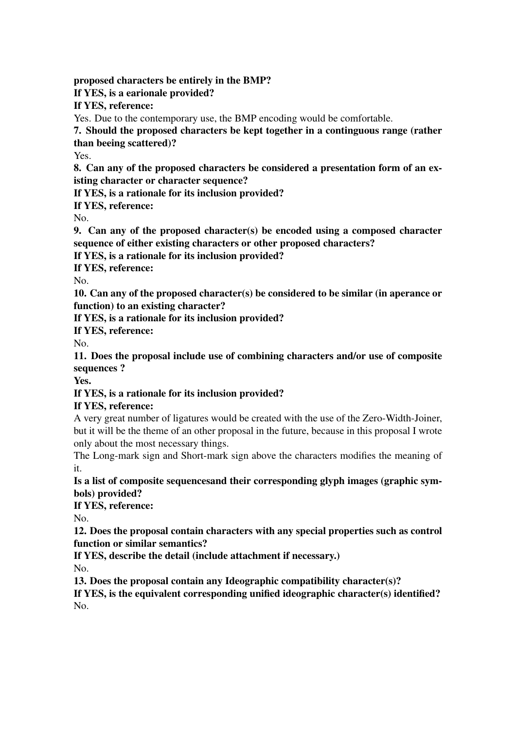**proposed characters be entirely in the BMP?**

**If YES, is a earionale provided?**

**If YES, reference:**

Yes. Due to the contemporary use, the BMP encoding would be comfortable.

**7. Should the proposed characters be kept together in a continguous range (rather than beeing scattered)?**

Yes.

**8. Can any of the proposed characters be considered a presentation form of an existing character or character sequence?**

**If YES, is a rationale for its inclusion provided?**

**If YES, reference:**

No.

**9. Can any of the proposed character(s) be encoded using a composed character sequence of either existing characters or other proposed characters?**

**If YES, is a rationale for its inclusion provided?**

**If YES, reference:**

No.

**10. Can any of the proposed character(s) be considered to be similar (in aperance or function) to an existing character?**

**If YES, is a rationale for its inclusion provided?**

**If YES, reference:**

No.

**11. Does the proposal include use of combining characters and/or use of composite sequences ?**

**Yes.**

**If YES, is a rationale for its inclusion provided?**

**If YES, reference:**

A very great number of ligatures would be created with the use of the Zero-Width-Joiner, but it will be the theme of an other proposal in the future, because in this proposal I wrote only about the most necessary things.

The Long-mark sign and Short-mark sign above the characters modifies the meaning of it.

**Is a list of composite sequencesand their corresponding glyph images (graphic symbols) provided?**

**If YES, reference:**

No.

**12. Does the proposal contain characters with any special properties such as control function or similar semantics?**

**If YES, describe the detail (include attachment if necessary.)**

No.

**13. Does the proposal contain any Ideographic compatibility character(s)?**

**If YES, is the equivalent corresponding unified ideographic character(s) identified?**

No.